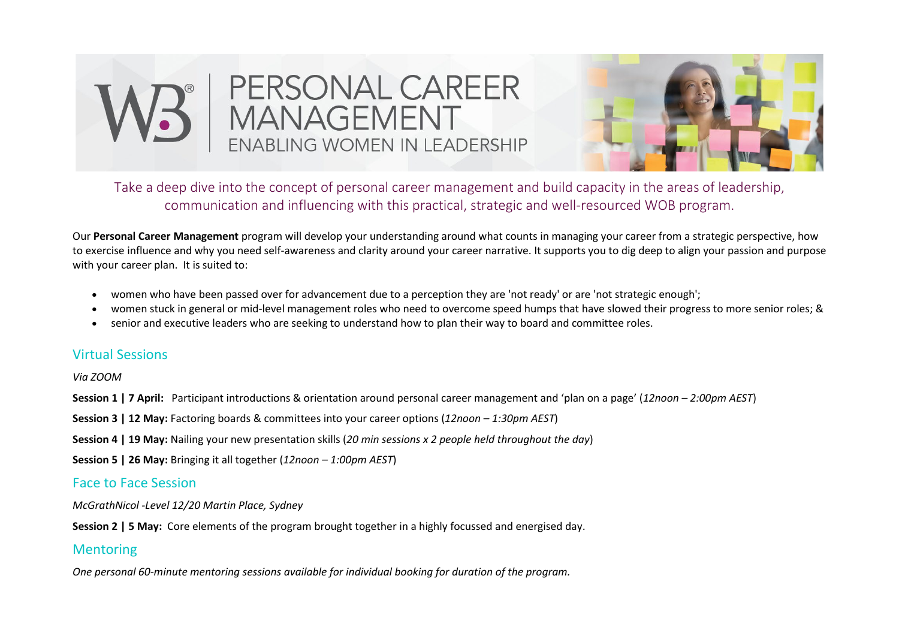# PERSONAL CAREER MANAGEMENT

## ENABLING WOMEN IN LEADERSHIP

Take a deep dive into the concept of personal career management and build capacity in the areas of leadership, communication and influencing with this practical, strategic and well-resourced WOB program.

Our **Personal Career Management** program will develop your understanding around what counts in managing your career from a strategic perspective, how to exercise influence and why you need self-awareness and clarity around your career narrative. It supports you to dig deep to align your passion and purpose with your career plan. It is suited to:

- women who have been passed over for advancement due to a perception they are 'not ready' or are 'not strategic enough';
- women stuck in general or mid-level management roles who need to overcome speed humps that have slowed their progress to more senior roles; &
- senior and executive leaders who are seeking to understand how to plan their way to board and committee roles.

## Virtual Sessions

*Via ZOOM*

**Session 1 | 7 April:** Participant introductions & orientation around personal career management and 'plan on a page' (*12noon – 2:00pm AEST*)

**Session 3 | 12 May:** Factoring boards & committees into your career options (*12noon – 1:30pm AEST*)

**Session 4 | 19 May:** Nailing your new presentation skills (*20 min sessions x 2 people held throughout the day*)

**Session 5 | 26 May:** Bringing it all together (*12noon – 1:00pm AEST*)

## Face to Face Session

*McGrathNicol -Level 12/20 Martin Place, Sydney*

**Session 2 | 5 May:** Core elements of the program brought together in a highly focussed and energised day.

## Mentoring

*One personal 60-minute mentoring sessions available for individual booking for duration of the program.*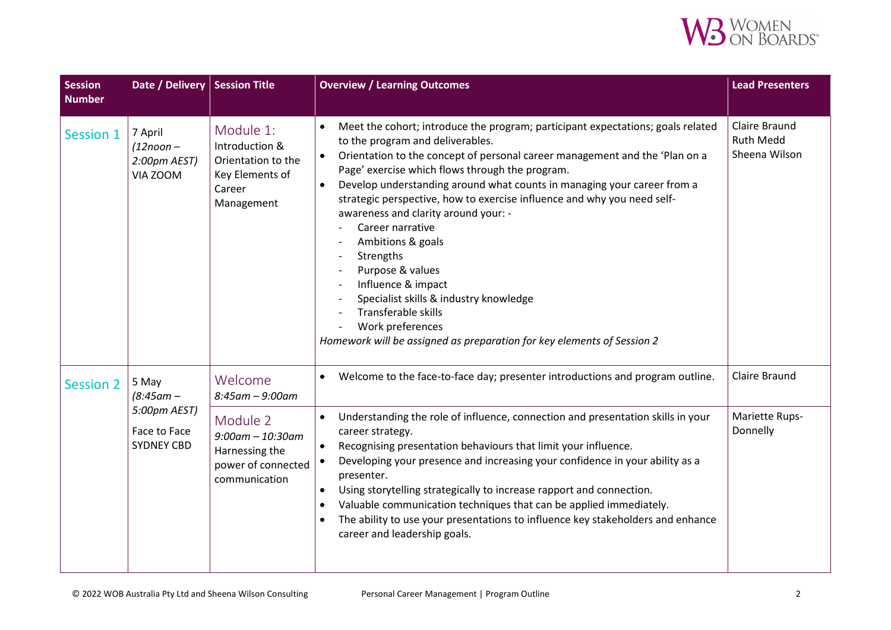| Session Number | Date / Delivery | Session Title | Overview / Learning Outcomes | Lead Presenters |
|---|---|---|---|---|
| Session 1 | 7 April *(12noon – 2:00pm AEST)* VIA ZOOM | Module 1: Introduction & Orientation to the Key Elements of Career Management | • Meet the cohort; introduce the program; participant expectations; goals related to the program and deliverables.<br>• Orientation to the concept of personal career management and the 'Plan on a Page' exercise which flows through the program.<br>• Develop understanding around what counts in managing your career from a strategic perspective, how to exercise influence and why you need self-awareness and clarity around your: -<br>- Career narrative<br>- Ambitions & goals<br>- Strengths<br>- Purpose & values<br>- Influence & impact<br>- Specialist skills & industry knowledge<br>- Transferable skills<br>- Work preferences<br>*Homework will be assigned as preparation for key elements of Session 2* | Claire Braund<br>Ruth Medd<br>Sheena Wilson |
| Session 2 | 5 May *(8:45am – 5:00pm AEST)* Face to Face SYDNEY CBD | Welcome *8:45am – 9:00am* | • Welcome to the face-to-face day; presenter introductions and program outline. | Claire Braund |
| | | Module 2 *9:00am – 10:30am* Harnessing the power of connected communication | • Understanding the role of influence, connection and presentation skills in your career strategy.<br>• Recognising presentation behaviours that limit your influence.<br>• Developing your presence and increasing your confidence in your ability as a presenter.<br>• Using storytelling strategically to increase rapport and connection.<br>• Valuable communication techniques that can be applied immediately.<br>• The ability to use your presentations to influence key stakeholders and enhance career and leadership goals. | Mariette Rups-Donnelly |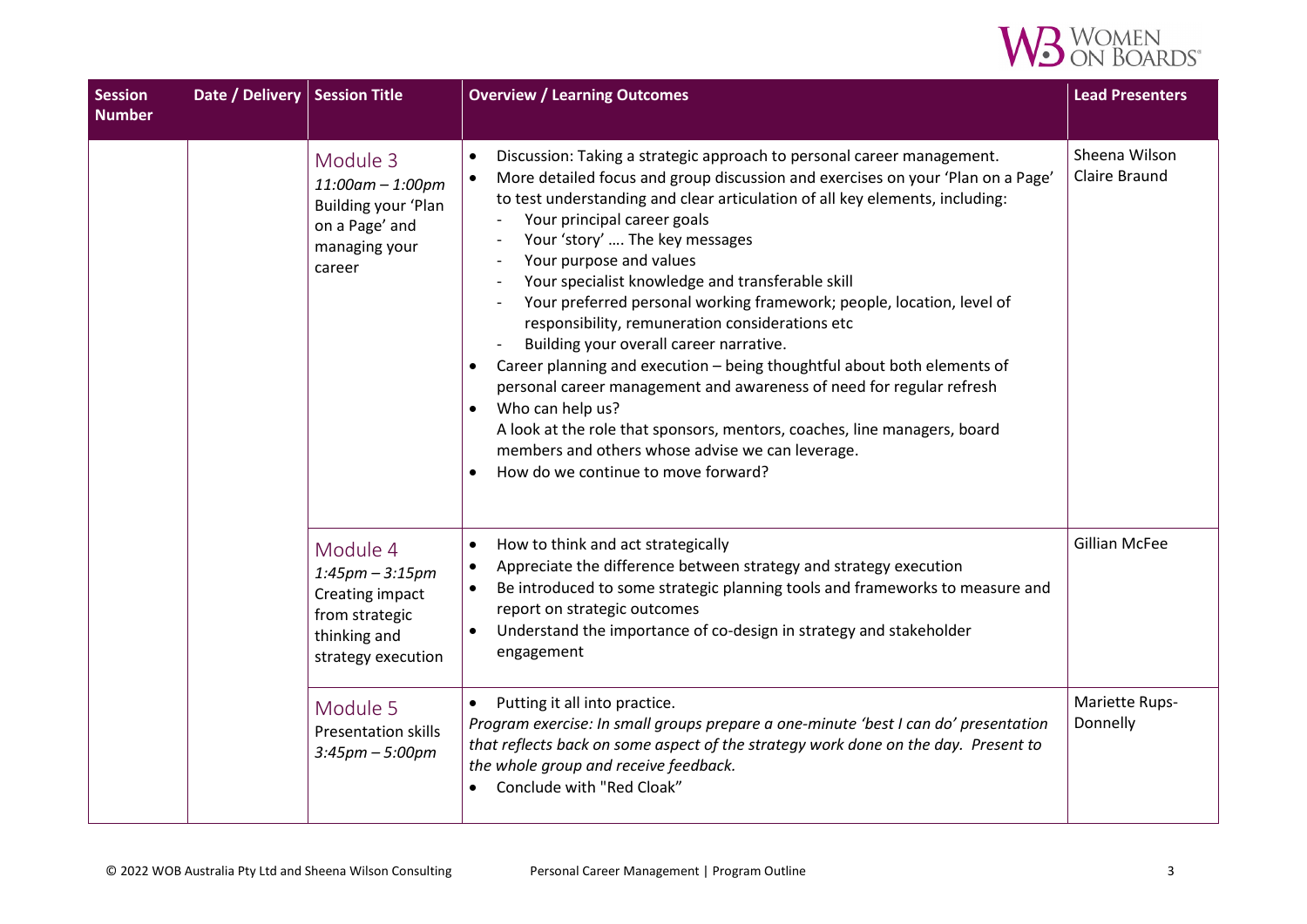| Session Number | Date / Delivery | Session Title | Overview / Learning Outcomes | Lead Presenters |
|---|---|---|---|---|
| | | Module 3<br>*11:00am – 1:00pm*<br>Building your 'Plan on a Page' and managing your career | • Discussion: Taking a strategic approach to personal career management.<br>• More detailed focus and group discussion and exercises on your 'Plan on a Page' to test understanding and clear articulation of all key elements, including:<br>- Your principal career goals<br>- Your 'story' …. The key messages<br>- Your purpose and values<br>- Your specialist knowledge and transferable skill<br>- Your preferred personal working framework; people, location, level of responsibility, remuneration considerations etc<br>- Building your overall career narrative.<br>• Career planning and execution – being thoughtful about both elements of personal career management and awareness of need for regular refresh<br>• Who can help us?<br>A look at the role that sponsors, mentors, coaches, line managers, board members and others whose advise we can leverage.<br>• How do we continue to move forward? | Sheena Wilson<br>Claire Braund |
| | | Module 4<br>*1:45pm – 3:15pm*<br>Creating impact from strategic thinking and strategy execution | • How to think and act strategically<br>• Appreciate the difference between strategy and strategy execution<br>• Be introduced to some strategic planning tools and frameworks to measure and report on strategic outcomes<br>• Understand the importance of co-design in strategy and stakeholder engagement | Gillian McFee |
| | | Module 5<br>Presentation skills<br>*3:45pm – 5:00pm* | • Putting it all into practice.<br>*Program exercise: In small groups prepare a one-minute 'best I can do' presentation that reflects back on some aspect of the strategy work done on the day. Present to the whole group and receive feedback.*<br>• Conclude with "Red Cloak" | Mariette Rups-Donnelly |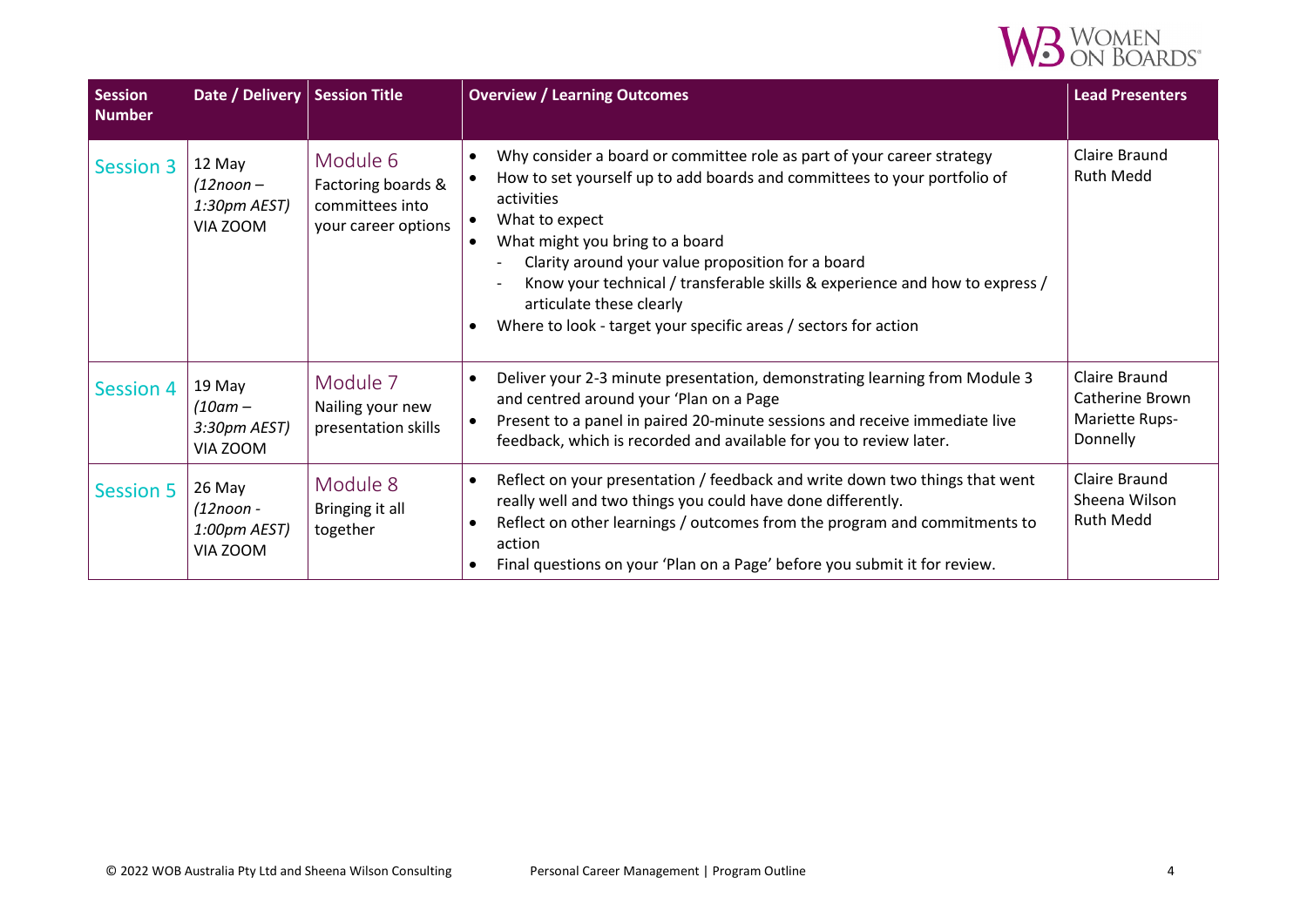| Session Number | Date / Delivery | Session Title | Overview / Learning Outcomes | Lead Presenters |
|---|---|---|---|---|
| Session 3 | 12 May *(12noon – 1:30pm AEST)* VIA ZOOM | Module 6 Factoring boards & committees into your career options | • Why consider a board or committee role as part of your career strategy<br>• How to set yourself up to add boards and committees to your portfolio of activities<br>• What to expect<br>• What might you bring to a board<br>  - Clarity around your value proposition for a board<br>  - Know your technical / transferable skills & experience and how to express / articulate these clearly<br>• Where to look - target your specific areas / sectors for action | Claire Braund<br>Ruth Medd |
| Session 4 | 19 May *(10am – 3:30pm AEST)* VIA ZOOM | Module 7 Nailing your new presentation skills | • Deliver your 2-3 minute presentation, demonstrating learning from Module 3 and centred around your 'Plan on a Page<br>• Present to a panel in paired 20-minute sessions and receive immediate live feedback, which is recorded and available for you to review later. | Claire Braund<br>Catherine Brown<br>Mariette Rups-Donnelly |
| Session 5 | 26 May *(12noon - 1:00pm AEST)* VIA ZOOM | Module 8 Bringing it all together | • Reflect on your presentation / feedback and write down two things that went really well and two things you could have done differently.<br>• Reflect on other learnings / outcomes from the program and commitments to action<br>• Final questions on your 'Plan on a Page' before you submit it for review. | Claire Braund<br>Sheena Wilson<br>Ruth Medd |

© 2022 WOB Australia Pty Ltd and Sheena Wilson Consulting